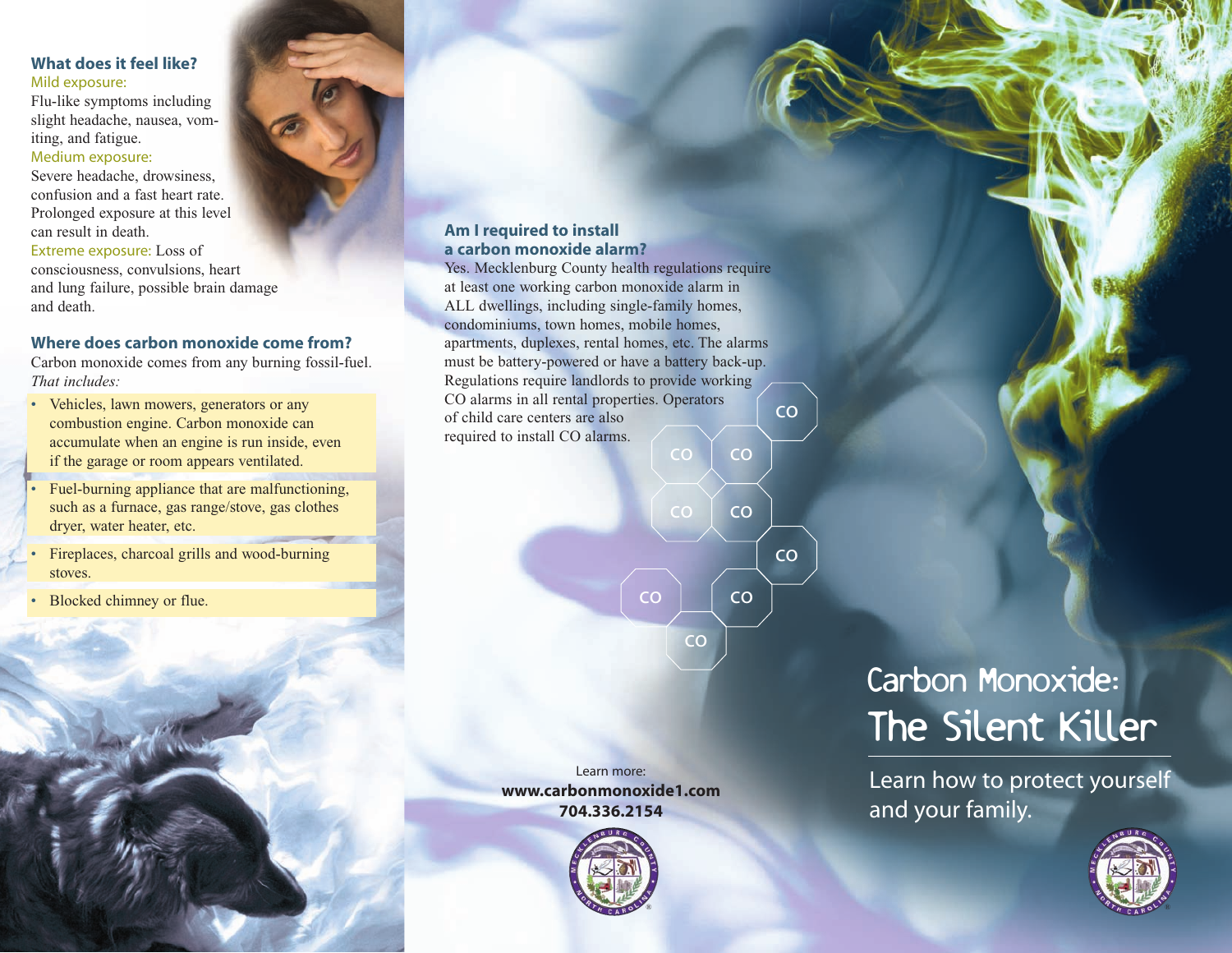### What does it feel like?

Mild exposure:
Flu-like symptoms including slight headache, nausea, vomiting, and fatigue.

Medium exposure:
Severe headache, drowsiness, confusion and a fast heart rate. Prolonged exposure at this level can result in death.

Extreme exposure: Loss of consciousness, convulsions, heart and lung failure, possible brain damage and death.

### Where does carbon monoxide come from?

Carbon monoxide comes from any burning fossil-fuel. *That includes:*

- Vehicles, lawn mowers, generators or any combustion engine. Carbon monoxide can accumulate when an engine is run inside, even if the garage or room appears ventilated.
- Fuel-burning appliance that are malfunctioning, such as a furnace, gas range/stove, gas clothes dryer, water heater, etc.
- Fireplaces, charcoal grills and wood-burning stoves.
- Blocked chimney or flue.

### Am I required to install a carbon monoxide alarm?

Yes. Mecklenburg County health regulations require at least one working carbon monoxide alarm in ALL dwellings, including single-family homes, condominiums, town homes, mobile homes, apartments, duplexes, rental homes, etc. The alarms must be battery-powered or have a battery back-up. Regulations require landlords to provide working CO alarms in all rental properties. Operators of child care centers are also required to install CO alarms.

Learn more:
**www.carbonmonoxide1.com**
**704.336.2154**

# Carbon Monoxide: The Silent Killer

Learn how to protect yourself and your family.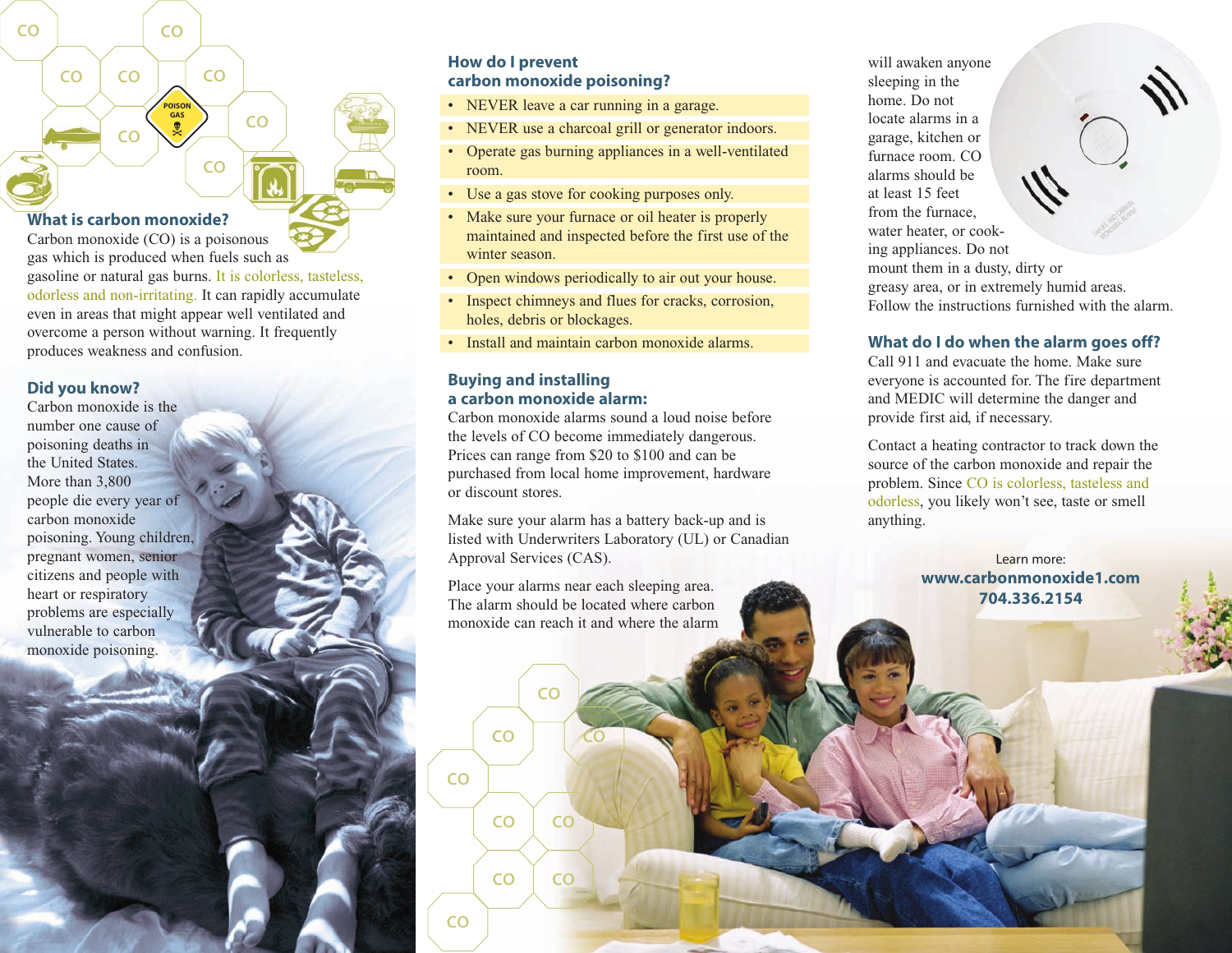## What is carbon monoxide?

Carbon monoxide (CO) is a poisonous gas which is produced when fuels such as gasoline or natural gas burns. It is colorless, tasteless, odorless and non-irritating. It can rapidly accumulate even in areas that might appear well ventilated and overcome a person without warning. It frequently produces weakness and confusion.

## Did you know?

Carbon monoxide is the number one cause of poisoning deaths in the United States. More than 3,800 people die every year of carbon monoxide poisoning. Young children, pregnant women, senior citizens and people with heart or respiratory problems are especially vulnerable to carbon monoxide poisoning.

## How do I prevent carbon monoxide poisoning?

- NEVER leave a car running in a garage.
- NEVER use a charcoal grill or generator indoors.
- Operate gas burning appliances in a well-ventilated room.
- Use a gas stove for cooking purposes only.
- Make sure your furnace or oil heater is properly maintained and inspected before the first use of the winter season.
- Open windows periodically to air out your house.
- Inspect chimneys and flues for cracks, corrosion, holes, debris or blockages.
- Install and maintain carbon monoxide alarms.

## Buying and installing a carbon monoxide alarm:

Carbon monoxide alarms sound a loud noise before the levels of CO become immediately dangerous. Prices can range from $20 to $100 and can be purchased from local home improvement, hardware or discount stores.

Make sure your alarm has a battery back-up and is listed with Underwriters Laboratory (UL) or Canadian Approval Services (CAS).

Place your alarms near each sleeping area. The alarm should be located where carbon monoxide can reach it and where the alarm will awaken anyone sleeping in the home. Do not locate alarms in a garage, kitchen or furnace room. CO alarms should be at least 15 feet from the furnace, water heater, or cooking appliances. Do not mount them in a dusty, dirty or greasy area, or in extremely humid areas. Follow the instructions furnished with the alarm.

## What do I do when the alarm goes off?

Call 911 and evacuate the home. Make sure everyone is accounted for. The fire department and MEDIC will determine the danger and provide first aid, if necessary.

Contact a heating contractor to track down the source of the carbon monoxide and repair the problem. Since CO is colorless, tasteless and odorless, you likely won't see, taste or smell anything.

Learn more:
**www.carbonmonoxide1.com**
**704.336.2154**